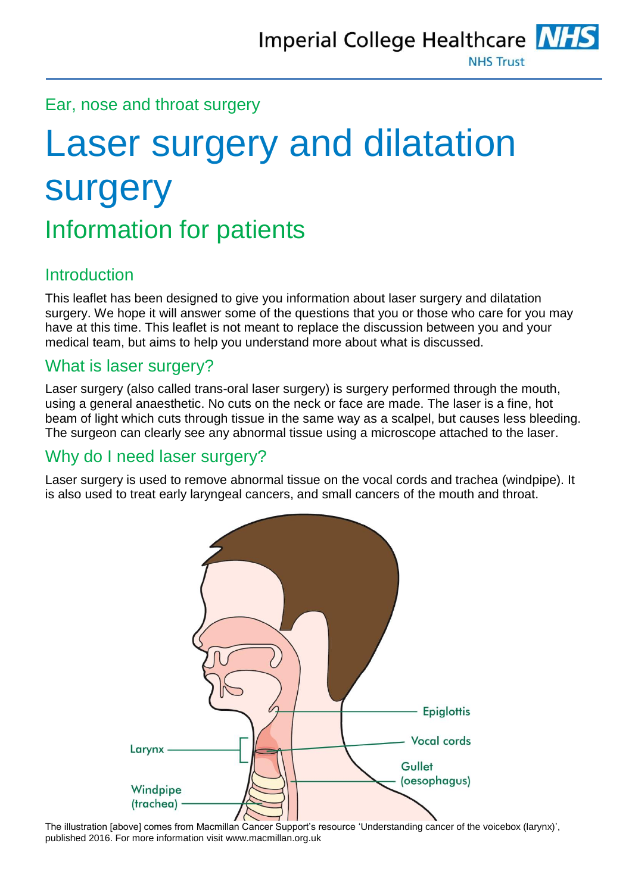Imperial College Healthcare NHS Trust

Ear, nose and throat surgery

# Laser surgery and dilatation surgery

## Information for patients

### Introduction

This leaflet has been designed to give you information about laser surgery and dilatation surgery. We hope it will answer some of the questions that you or those who care for you may have at this time. This leaflet is not meant to replace the discussion between you and your medical team, but aims to help you understand more about what is discussed.

### What is laser surgery?

Laser surgery (also called trans-oral laser surgery) is surgery performed through the mouth, using a general anaesthetic. No cuts on the neck or face are made. The laser is a fine, hot beam of light which cuts through tissue in the same way as a scalpel, but causes less bleeding. The surgeon can clearly see any abnormal tissue using a microscope attached to the laser.

### Why do I need laser surgery?

Laser surgery is used to remove abnormal tissue on the vocal cords and trachea (windpipe). It is also used to treat early laryngeal cancers, and small cancers of the mouth and throat.

The illustration [above] comes from Macmillan Cancer Support's resource 'Understanding cancer of the voicebox (larynx)', published 2016. For more information visit www.macmillan.org.uk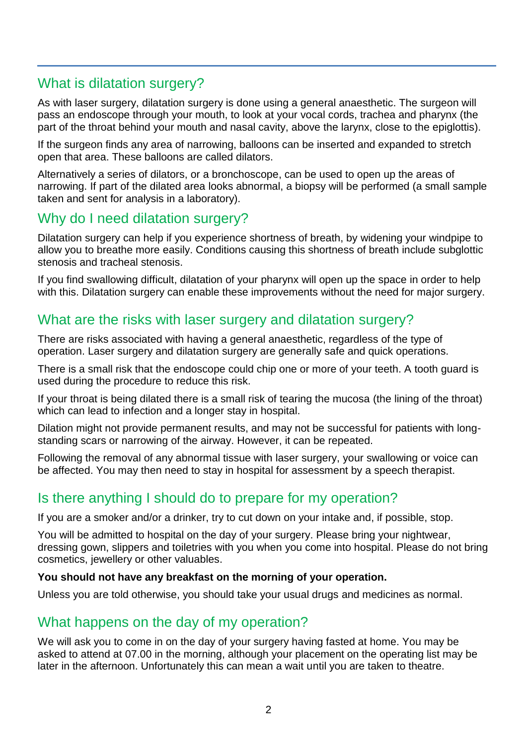## What is dilatation surgery?

As with laser surgery, dilatation surgery is done using a general anaesthetic. The surgeon will pass an endoscope through your mouth, to look at your vocal cords, trachea and pharynx (the part of the throat behind your mouth and nasal cavity, above the larynx, close to the epiglottis).

If the surgeon finds any area of narrowing, balloons can be inserted and expanded to stretch open that area. These balloons are called dilators.

Alternatively a series of dilators, or a bronchoscope, can be used to open up the areas of narrowing. If part of the dilated area looks abnormal, a biopsy will be performed (a small sample taken and sent for analysis in a laboratory).

## Why do I need dilatation surgery?

Dilatation surgery can help if you experience shortness of breath, by widening your windpipe to allow you to breathe more easily. Conditions causing this shortness of breath include subglottic stenosis and tracheal stenosis.

If you find swallowing difficult, dilatation of your pharynx will open up the space in order to help with this. Dilatation surgery can enable these improvements without the need for major surgery.

## What are the risks with laser surgery and dilatation surgery?

There are risks associated with having a general anaesthetic, regardless of the type of operation. Laser surgery and dilatation surgery are generally safe and quick operations.

There is a small risk that the endoscope could chip one or more of your teeth. A tooth guard is used during the procedure to reduce this risk.

If your throat is being dilated there is a small risk of tearing the mucosa (the lining of the throat) which can lead to infection and a longer stay in hospital.

Dilation might not provide permanent results, and may not be successful for patients with long-standing scars or narrowing of the airway. However, it can be repeated.

Following the removal of any abnormal tissue with laser surgery, your swallowing or voice can be affected. You may then need to stay in hospital for assessment by a speech therapist.

## Is there anything I should do to prepare for my operation?

If you are a smoker and/or a drinker, try to cut down on your intake and, if possible, stop.

You will be admitted to hospital on the day of your surgery. Please bring your nightwear, dressing gown, slippers and toiletries with you when you come into hospital. Please do not bring cosmetics, jewellery or other valuables.

**You should not have any breakfast on the morning of your operation.**

Unless you are told otherwise, you should take your usual drugs and medicines as normal.

## What happens on the day of my operation?

We will ask you to come in on the day of your surgery having fasted at home. You may be asked to attend at 07.00 in the morning, although your placement on the operating list may be later in the afternoon. Unfortunately this can mean a wait until you are taken to theatre.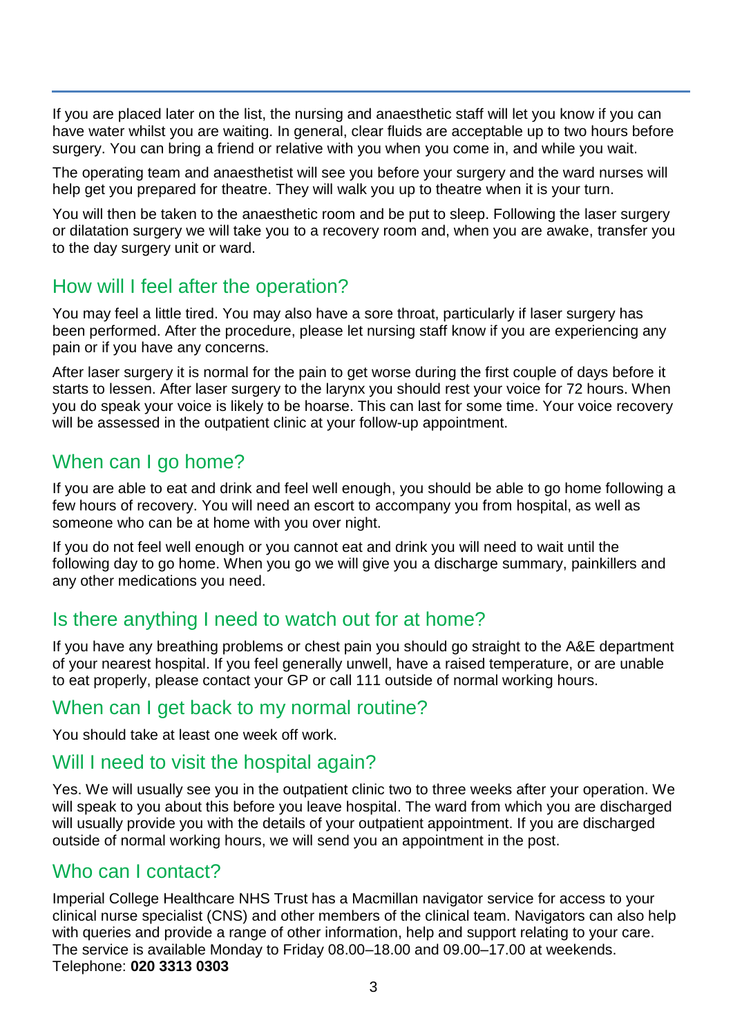If you are placed later on the list, the nursing and anaesthetic staff will let you know if you can have water whilst you are waiting. In general, clear fluids are acceptable up to two hours before surgery. You can bring a friend or relative with you when you come in, and while you wait.

The operating team and anaesthetist will see you before your surgery and the ward nurses will help get you prepared for theatre. They will walk you up to theatre when it is your turn.

You will then be taken to the anaesthetic room and be put to sleep. Following the laser surgery or dilatation surgery we will take you to a recovery room and, when you are awake, transfer you to the day surgery unit or ward.

## How will I feel after the operation?

You may feel a little tired. You may also have a sore throat, particularly if laser surgery has been performed. After the procedure, please let nursing staff know if you are experiencing any pain or if you have any concerns.

After laser surgery it is normal for the pain to get worse during the first couple of days before it starts to lessen. After laser surgery to the larynx you should rest your voice for 72 hours. When you do speak your voice is likely to be hoarse. This can last for some time. Your voice recovery will be assessed in the outpatient clinic at your follow-up appointment.

## When can I go home?

If you are able to eat and drink and feel well enough, you should be able to go home following a few hours of recovery. You will need an escort to accompany you from hospital, as well as someone who can be at home with you over night.

If you do not feel well enough or you cannot eat and drink you will need to wait until the following day to go home. When you go we will give you a discharge summary, painkillers and any other medications you need.

## Is there anything I need to watch out for at home?

If you have any breathing problems or chest pain you should go straight to the A&E department of your nearest hospital. If you feel generally unwell, have a raised temperature, or are unable to eat properly, please contact your GP or call 111 outside of normal working hours.

## When can I get back to my normal routine?

You should take at least one week off work.

## Will I need to visit the hospital again?

Yes. We will usually see you in the outpatient clinic two to three weeks after your operation. We will speak to you about this before you leave hospital. The ward from which you are discharged will usually provide you with the details of your outpatient appointment. If you are discharged outside of normal working hours, we will send you an appointment in the post.

## Who can I contact?

Imperial College Healthcare NHS Trust has a Macmillan navigator service for access to your clinical nurse specialist (CNS) and other members of the clinical team. Navigators can also help with queries and provide a range of other information, help and support relating to your care. The service is available Monday to Friday 08.00–18.00 and 09.00–17.00 at weekends.
Telephone: **020 3313 0303**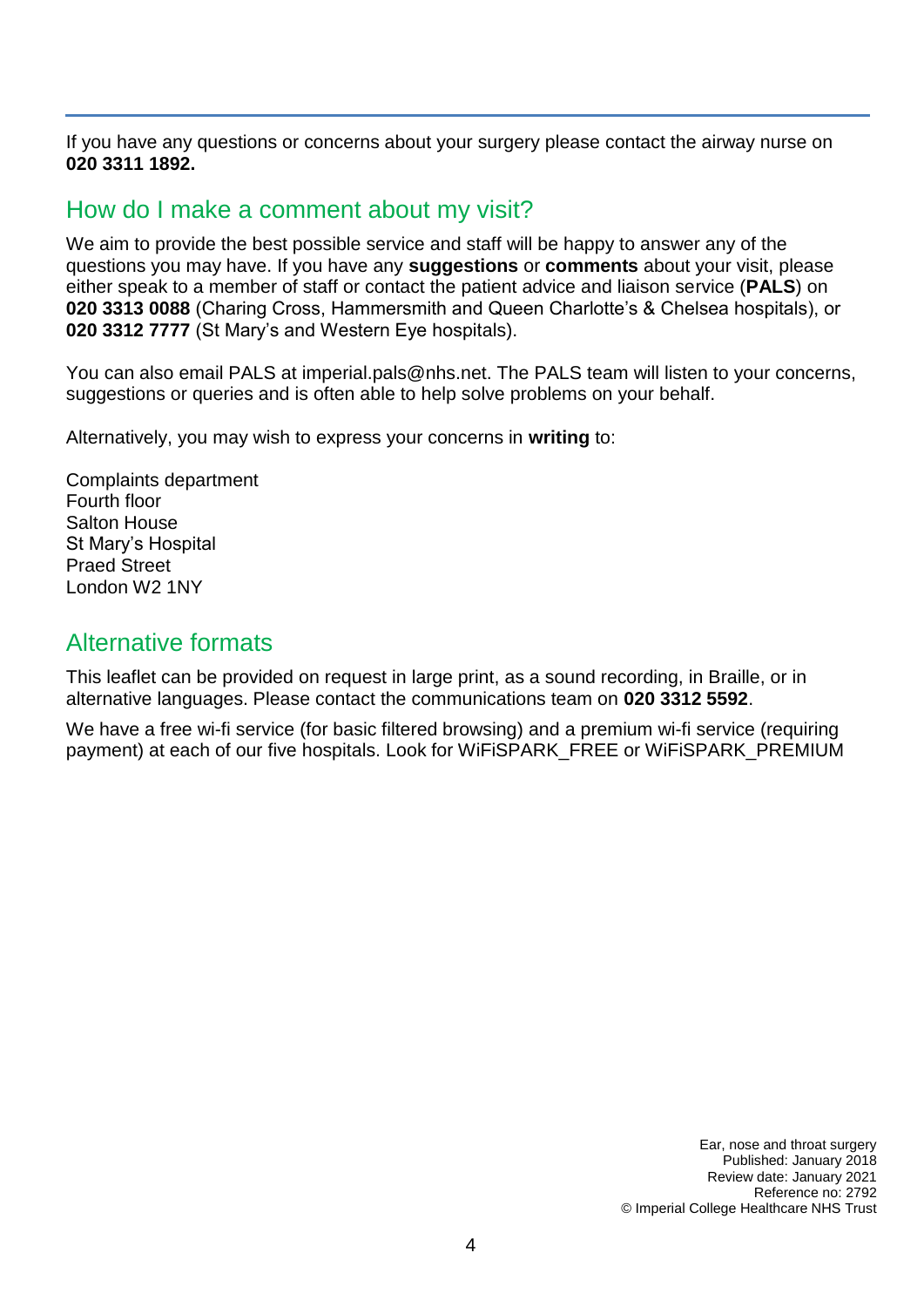If you have any questions or concerns about your surgery please contact the airway nurse on **020 3311 1892.**

## How do I make a comment about my visit?

We aim to provide the best possible service and staff will be happy to answer any of the questions you may have. If you have any **suggestions** or **comments** about your visit, please either speak to a member of staff or contact the patient advice and liaison service (**PALS**) on **020 3313 0088** (Charing Cross, Hammersmith and Queen Charlotte's & Chelsea hospitals), or **020 3312 7777** (St Mary's and Western Eye hospitals).

You can also email PALS at imperial.pals@nhs.net. The PALS team will listen to your concerns, suggestions or queries and is often able to help solve problems on your behalf.

Alternatively, you may wish to express your concerns in **writing** to:

Complaints department
Fourth floor
Salton House
St Mary's Hospital
Praed Street
London W2 1NY

## Alternative formats

This leaflet can be provided on request in large print, as a sound recording, in Braille, or in alternative languages. Please contact the communications team on **020 3312 5592**.

We have a free wi-fi service (for basic filtered browsing) and a premium wi-fi service (requiring payment) at each of our five hospitals. Look for WiFiSPARK_FREE or WiFiSPARK_PREMIUM

Ear, nose and throat surgery
Published: January 2018
Review date: January 2021
Reference no: 2792
© Imperial College Healthcare NHS Trust